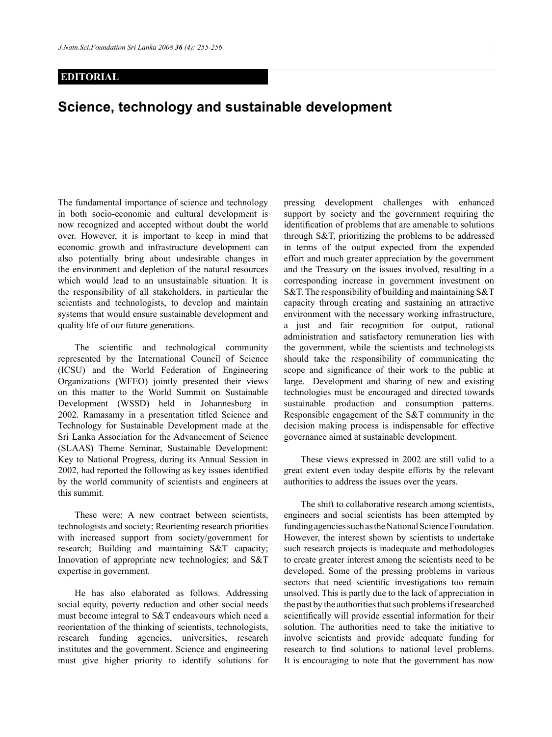**EDITORIAL**

# Science, technology and sustainable development

The fundamental importance of science and technology in both socio-economic and cultural development is now recognized and accepted without doubt the world over. However, it is important to keep in mind that economic growth and infrastructure development can also potentially bring about undesirable changes in the environment and depletion of the natural resources which would lead to an unsustainable situation. It is the responsibility of all stakeholders, in particular the scientists and technologists, to develop and maintain systems that would ensure sustainable development and quality life of our future generations.

The scientific and technological community represented by the International Council of Science (ICSU) and the World Federation of Engineering Organizations (WFEO) jointly presented their views on this matter to the World Summit on Sustainable Development (WSSD) held in Johannesburg in 2002. Ramasamy in a presentation titled Science and Technology for Sustainable Development made at the Sri Lanka Association for the Advancement of Science (SLAAS) Theme Seminar, Sustainable Development: Key to National Progress, during its Annual Session in 2002, had reported the following as key issues identified by the world community of scientists and engineers at this summit.

These were: A new contract between scientists, technologists and society; Reorienting research priorities with increased support from society/government for research; Building and maintaining S&T capacity; Innovation of appropriate new technologies; and S&T expertise in government.

He has also elaborated as follows. Addressing social equity, poverty reduction and other social needs must become integral to S&T endeavours which need a reorientation of the thinking of scientists, technologists, research funding agencies, universities, research institutes and the government. Science and engineering must give higher priority to identify solutions for pressing development challenges with enhanced support by society and the government requiring the identification of problems that are amenable to solutions through S&T, prioritizing the problems to be addressed in terms of the output expected from the expended effort and much greater appreciation by the government and the Treasury on the issues involved, resulting in a corresponding increase in government investment on S&T. The responsibility of building and maintaining S&T capacity through creating and sustaining an attractive environment with the necessary working infrastructure, a just and fair recognition for output, rational administration and satisfactory remuneration lies with the government, while the scientists and technologists should take the responsibility of communicating the scope and significance of their work to the public at large. Development and sharing of new and existing technologies must be encouraged and directed towards sustainable production and consumption patterns. Responsible engagement of the S&T community in the decision making process is indispensable for effective governance aimed at sustainable development.

These views expressed in 2002 are still valid to a great extent even today despite efforts by the relevant authorities to address the issues over the years.

The shift to collaborative research among scientists, engineers and social scientists has been attempted by funding agencies such as the National Science Foundation. However, the interest shown by scientists to undertake such research projects is inadequate and methodologies to create greater interest among the scientists need to be developed. Some of the pressing problems in various sectors that need scientific investigations too remain unsolved. This is partly due to the lack of appreciation in the past by the authorities that such problems if researched scientifically will provide essential information for their solution. The authorities need to take the initiative to involve scientists and provide adequate funding for research to find solutions to national level problems. It is encouraging to note that the government has now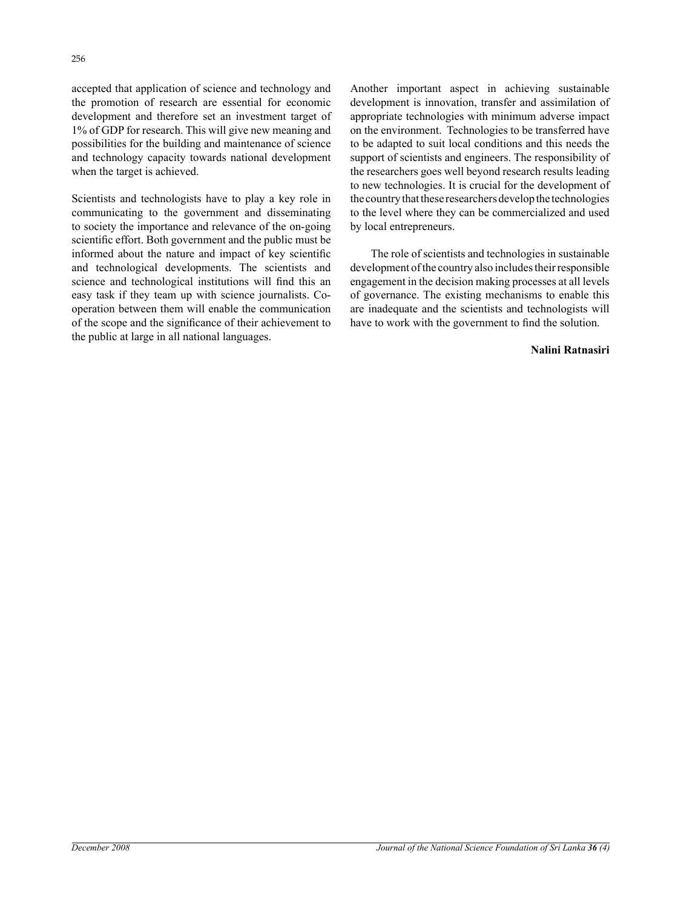accepted that application of science and technology and the promotion of research are essential for economic development and therefore set an investment target of 1% of GDP for research. This will give new meaning and possibilities for the building and maintenance of science and technology capacity towards national development when the target is achieved.

Scientists and technologists have to play a key role in communicating to the government and disseminating to society the importance and relevance of the on-going scientific effort. Both government and the public must be informed about the nature and impact of key scientific and technological developments. The scientists and science and technological institutions will find this an easy task if they team up with science journalists. Co-operation between them will enable the communication of the scope and the significance of their achievement to the public at large in all national languages.

Another important aspect in achieving sustainable development is innovation, transfer and assimilation of appropriate technologies with minimum adverse impact on the environment. Technologies to be transferred have to be adapted to suit local conditions and this needs the support of scientists and engineers. The responsibility of the researchers goes well beyond research results leading to new technologies. It is crucial for the development of the country that these researchers develop the technologies to the level where they can be commercialized and used by local entrepreneurs.

The role of scientists and technologies in sustainable development of the country also includes their responsible engagement in the decision making processes at all levels of governance. The existing mechanisms to enable this are inadequate and the scientists and technologists will have to work with the government to find the solution.

**Nalini Ratnasiri**